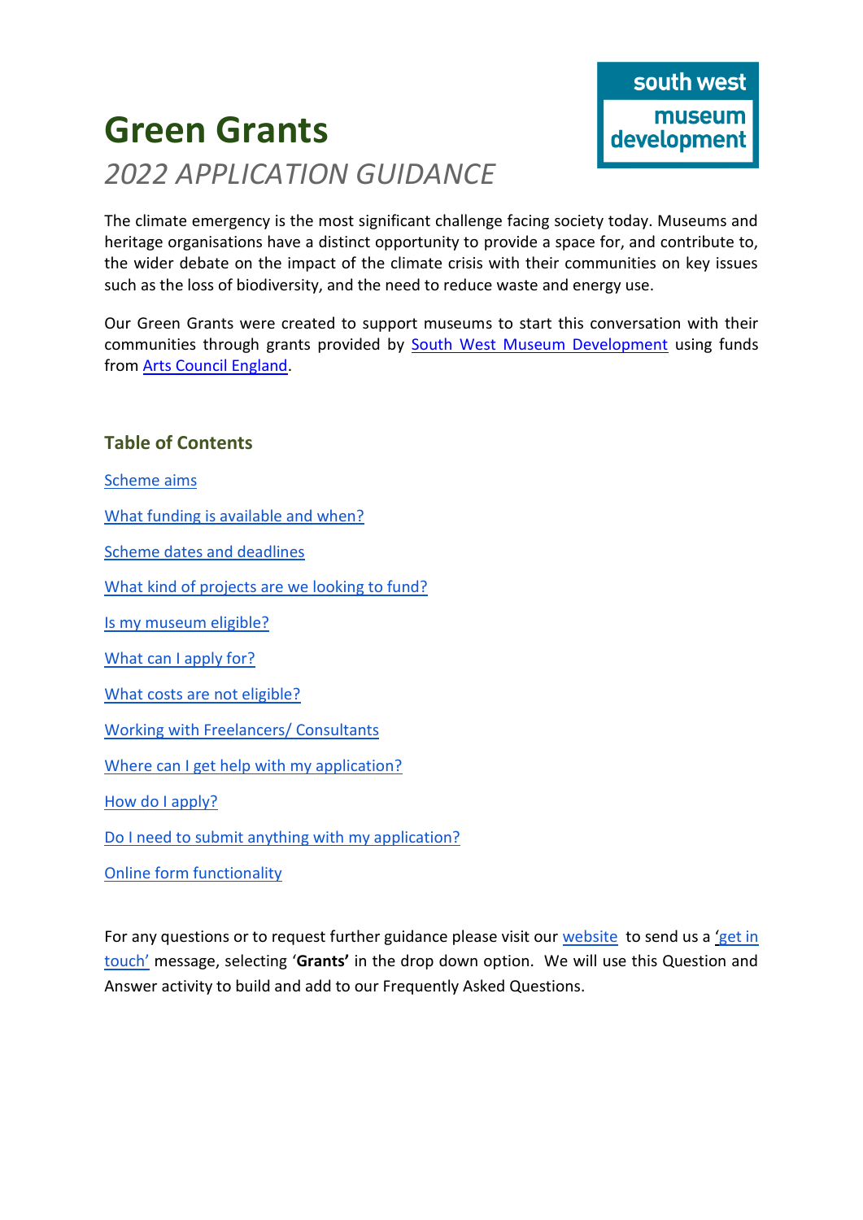# Green Grants

*2022 APPLICATION GUIDANCE*

south west museum development

The climate emergency is the most significant challenge facing society today. Museums and heritage organisations have a distinct opportunity to provide a space for, and contribute to, the wider debate on the impact of the climate crisis with their communities on key issues such as the loss of biodiversity, and the need to reduce waste and energy use.

Our Green Grants were created to support museums to start this conversation with their communities through grants provided by South West Museum Development using funds from Arts Council England.

## Table of Contents

- Scheme aims
- What funding is available and when?
- Scheme dates and deadlines
- What kind of projects are we looking to fund?
- Is my museum eligible?
- What can I apply for?
- What costs are not eligible?
- Working with Freelancers/ Consultants
- Where can I get help with my application?
- How do I apply?
- Do I need to submit anything with my application?
- Online form functionality

For any questions or to request further guidance please visit our website to send us a 'get in touch' message, selecting '**Grants**' in the drop down option. We will use this Question and Answer activity to build and add to our Frequently Asked Questions.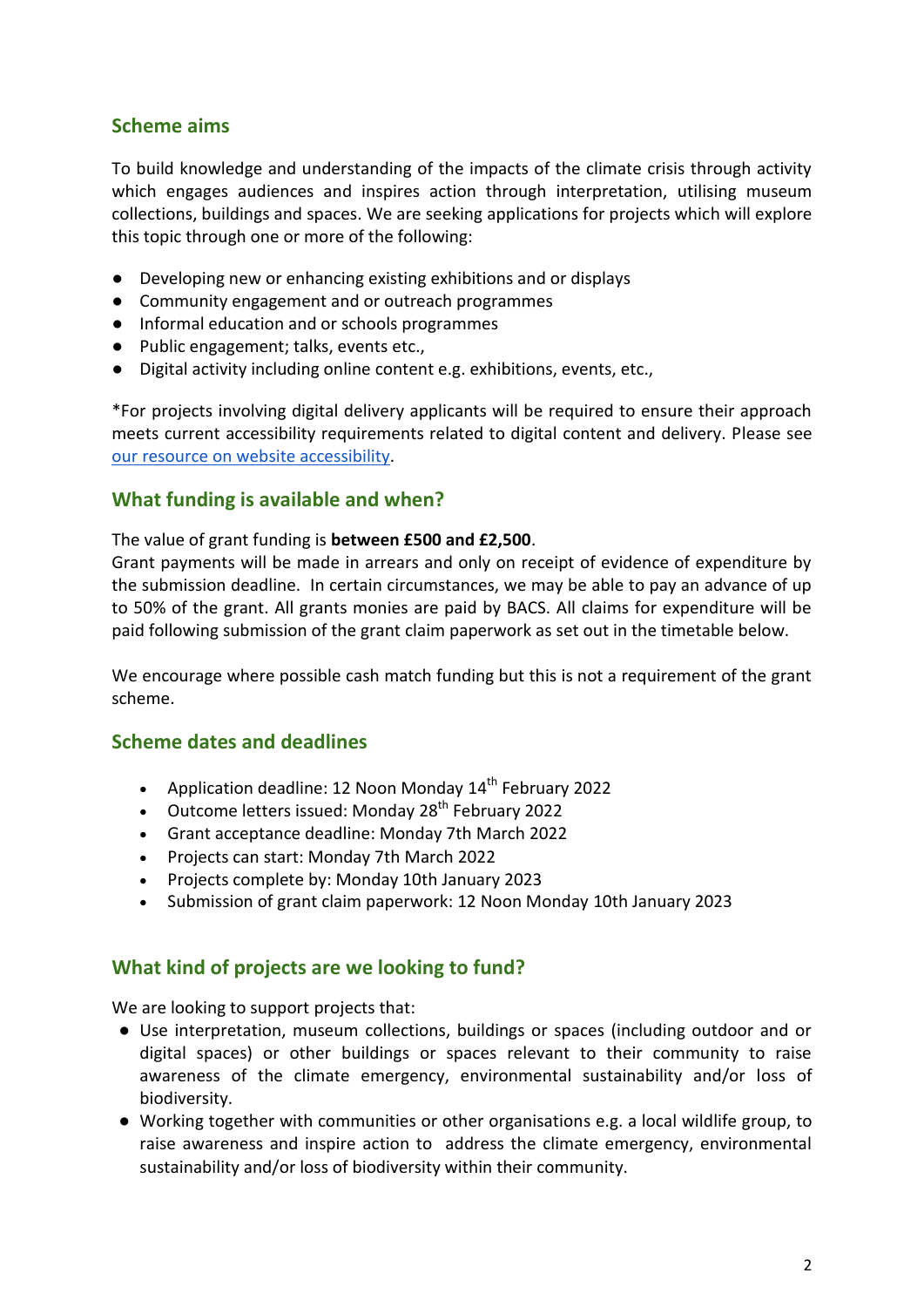## Scheme aims

To build knowledge and understanding of the impacts of the climate crisis through activity which engages audiences and inspires action through interpretation, utilising museum collections, buildings and spaces. We are seeking applications for projects which will explore this topic through one or more of the following:

- Developing new or enhancing existing exhibitions and or displays
- Community engagement and or outreach programmes
- Informal education and or schools programmes
- Public engagement; talks, events etc.,
- Digital activity including online content e.g. exhibitions, events, etc.,

*For projects involving digital delivery applicants will be required to ensure their approach meets current accessibility requirements related to digital content and delivery. Please see [our resource on website accessibility](our resource on website accessibility).

## What funding is available and when?

The value of grant funding is **between £500 and £2,500**.
Grant payments will be made in arrears and only on receipt of evidence of expenditure by the submission deadline. In certain circumstances, we may be able to pay an advance of up to 50% of the grant. All grants monies are paid by BACS. All claims for expenditure will be paid following submission of the grant claim paperwork as set out in the timetable below.

We encourage where possible cash match funding but this is not a requirement of the grant scheme.

## Scheme dates and deadlines

- Application deadline: 12 Noon Monday 14th February 2022
- Outcome letters issued: Monday 28th February 2022
- Grant acceptance deadline: Monday 7th March 2022
- Projects can start: Monday 7th March 2022
- Projects complete by: Monday 10th January 2023
- Submission of grant claim paperwork: 12 Noon Monday 10th January 2023

## What kind of projects are we looking to fund?

We are looking to support projects that:

- Use interpretation, museum collections, buildings or spaces (including outdoor and or digital spaces) or other buildings or spaces relevant to their community to raise awareness of the climate emergency, environmental sustainability and/or loss of biodiversity.
- Working together with communities or other organisations e.g. a local wildlife group, to raise awareness and inspire action to address the climate emergency, environmental sustainability and/or loss of biodiversity within their community.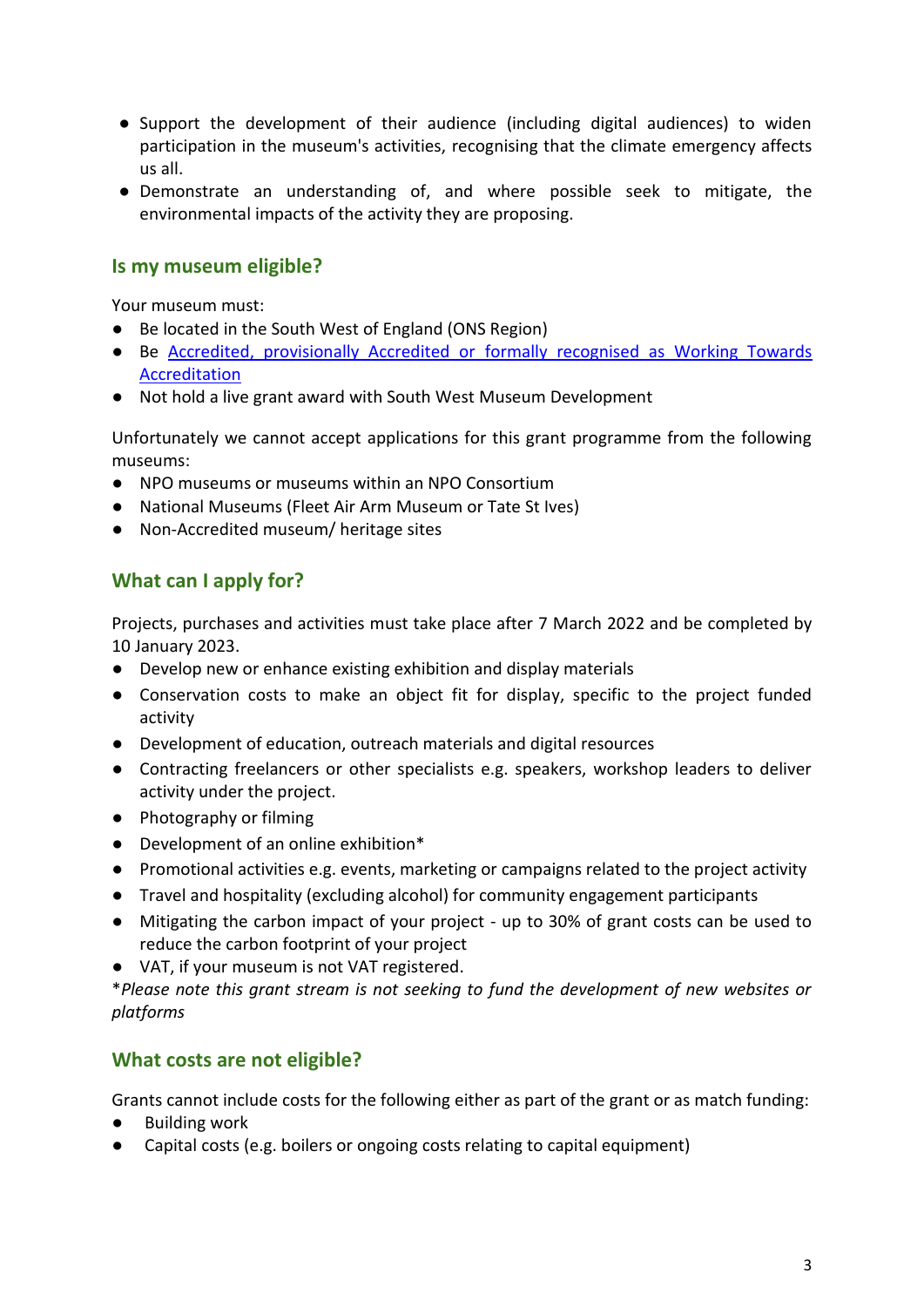- Support the development of their audience (including digital audiences) to widen participation in the museum's activities, recognising that the climate emergency affects us all.
- Demonstrate an understanding of, and where possible seek to mitigate, the environmental impacts of the activity they are proposing.

## Is my museum eligible?

Your museum must:

- Be located in the South West of England (ONS Region)
- Be [Accredited, provisionally Accredited or formally recognised as Working Towards Accreditation]
- Not hold a live grant award with South West Museum Development

Unfortunately we cannot accept applications for this grant programme from the following museums:

- NPO museums or museums within an NPO Consortium
- National Museums (Fleet Air Arm Museum or Tate St Ives)
- Non-Accredited museum/ heritage sites

## What can I apply for?

Projects, purchases and activities must take place after 7 March 2022 and be completed by 10 January 2023.

- Develop new or enhance existing exhibition and display materials
- Conservation costs to make an object fit for display, specific to the project funded activity
- Development of education, outreach materials and digital resources
- Contracting freelancers or other specialists e.g. speakers, workshop leaders to deliver activity under the project.
- Photography or filming
- Development of an online exhibition*
- Promotional activities e.g. events, marketing or campaigns related to the project activity
- Travel and hospitality (excluding alcohol) for community engagement participants
- Mitigating the carbon impact of your project - up to 30% of grant costs can be used to reduce the carbon footprint of your project
- VAT, if your museum is not VAT registered.

**Please note this grant stream is not seeking to fund the development of new websites or platforms*

## What costs are not eligible?

Grants cannot include costs for the following either as part of the grant or as match funding:

- Building work
- Capital costs (e.g. boilers or ongoing costs relating to capital equipment)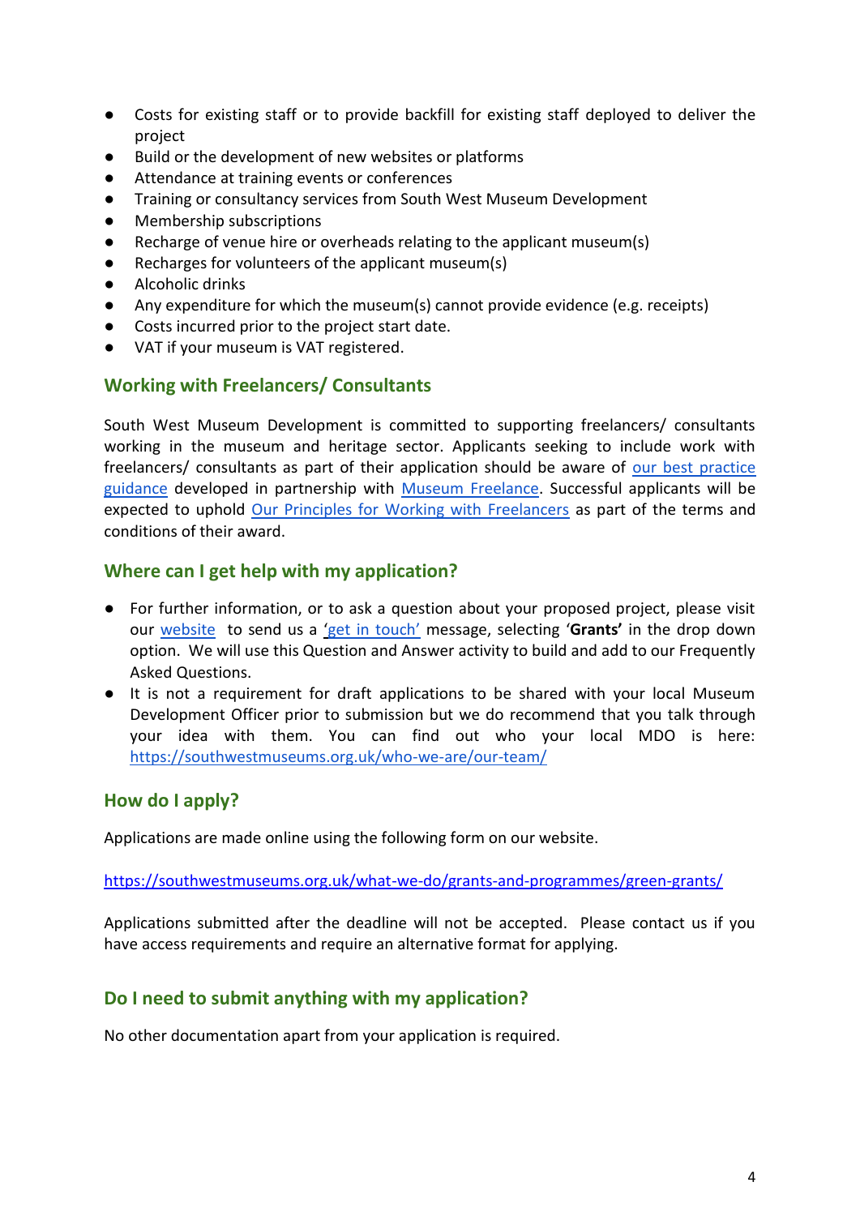- Costs for existing staff or to provide backfill for existing staff deployed to deliver the project
- Build or the development of new websites or platforms
- Attendance at training events or conferences
- Training or consultancy services from South West Museum Development
- Membership subscriptions
- Recharge of venue hire or overheads relating to the applicant museum(s)
- Recharges for volunteers of the applicant museum(s)
- Alcoholic drinks
- Any expenditure for which the museum(s) cannot provide evidence (e.g. receipts)
- Costs incurred prior to the project start date.
- VAT if your museum is VAT registered.

## Working with Freelancers/ Consultants

South West Museum Development is committed to supporting freelancers/ consultants working in the museum and heritage sector. Applicants seeking to include work with freelancers/ consultants as part of their application should be aware of our best practice guidance developed in partnership with Museum Freelance. Successful applicants will be expected to uphold Our Principles for Working with Freelancers as part of the terms and conditions of their award.

## Where can I get help with my application?

- For further information, or to ask a question about your proposed project, please visit our website to send us a 'get in touch' message, selecting '**Grants'** in the drop down option. We will use this Question and Answer activity to build and add to our Frequently Asked Questions.
- It is not a requirement for draft applications to be shared with your local Museum Development Officer prior to submission but we do recommend that you talk through your idea with them. You can find out who your local MDO is here: https://southwestmuseums.org.uk/who-we-are/our-team/

## How do I apply?

Applications are made online using the following form on our website.

https://southwestmuseums.org.uk/what-we-do/grants-and-programmes/green-grants/

Applications submitted after the deadline will not be accepted. Please contact us if you have access requirements and require an alternative format for applying.

## Do I need to submit anything with my application?

No other documentation apart from your application is required.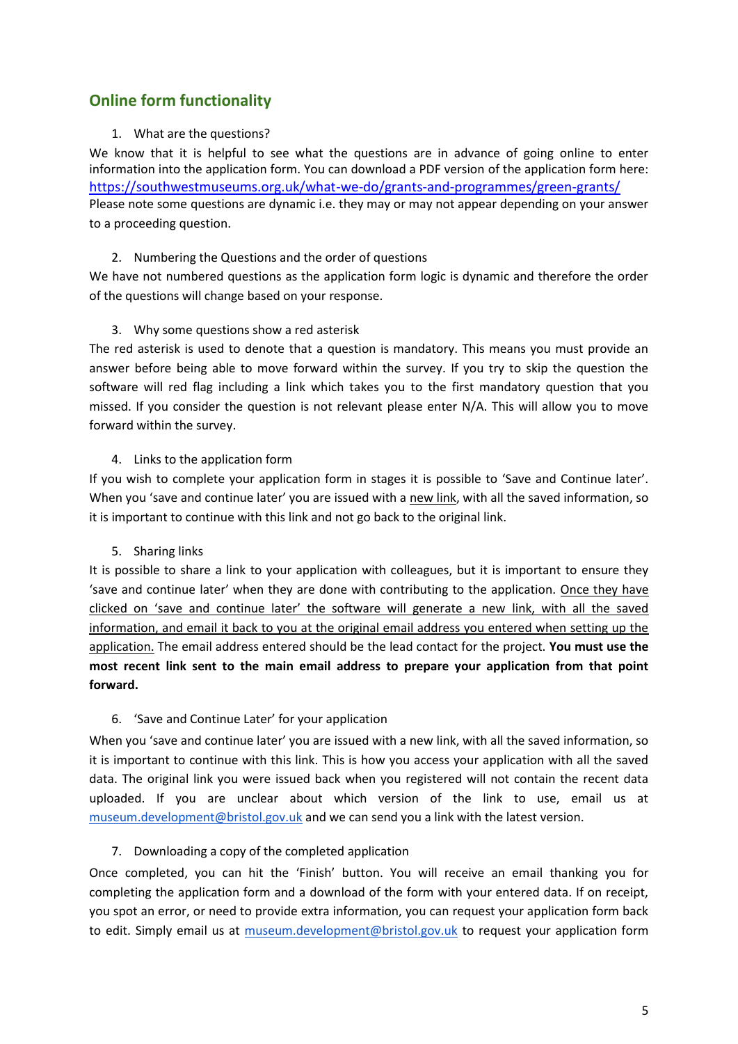## Online form functionality

1. What are the questions?

We know that it is helpful to see what the questions are in advance of going online to enter information into the application form. You can download a PDF version of the application form here: https://southwestmuseums.org.uk/what-we-do/grants-and-programmes/green-grants/
Please note some questions are dynamic i.e. they may or may not appear depending on your answer to a proceeding question.

2. Numbering the Questions and the order of questions

We have not numbered questions as the application form logic is dynamic and therefore the order of the questions will change based on your response.

3. Why some questions show a red asterisk

The red asterisk is used to denote that a question is mandatory. This means you must provide an answer before being able to move forward within the survey. If you try to skip the question the software will red flag including a link which takes you to the first mandatory question that you missed. If you consider the question is not relevant please enter N/A. This will allow you to move forward within the survey.

4. Links to the application form

If you wish to complete your application form in stages it is possible to 'Save and Continue later'. When you 'save and continue later' you are issued with a new link, with all the saved information, so it is important to continue with this link and not go back to the original link.

5. Sharing links

It is possible to share a link to your application with colleagues, but it is important to ensure they 'save and continue later' when they are done with contributing to the application. Once they have clicked on 'save and continue later' the software will generate a new link, with all the saved information, and email it back to you at the original email address you entered when setting up the application. The email address entered should be the lead contact for the project. **You must use the most recent link sent to the main email address to prepare your application from that point forward.**

6. 'Save and Continue Later' for your application

When you 'save and continue later' you are issued with a new link, with all the saved information, so it is important to continue with this link. This is how you access your application with all the saved data. The original link you were issued back when you registered will not contain the recent data uploaded. If you are unclear about which version of the link to use, email us at museum.development@bristol.gov.uk and we can send you a link with the latest version.

7. Downloading a copy of the completed application

Once completed, you can hit the 'Finish' button. You will receive an email thanking you for completing the application form and a download of the form with your entered data. If on receipt, you spot an error, or need to provide extra information, you can request your application form back to edit. Simply email us at museum.development@bristol.gov.uk to request your application form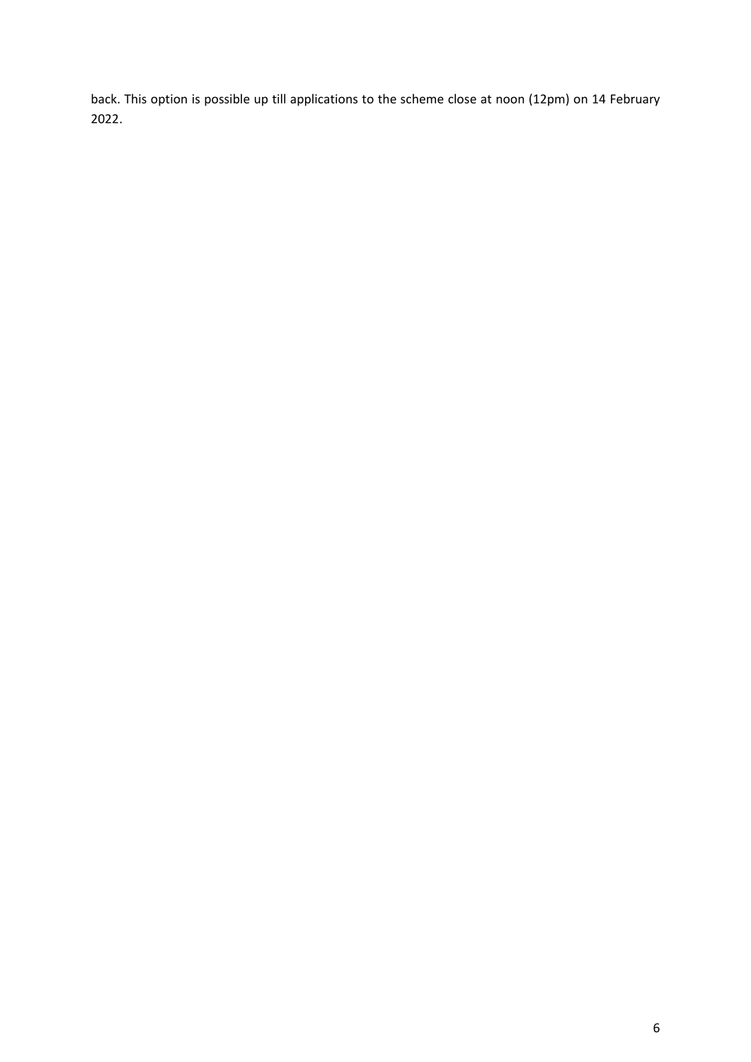back. This option is possible up till applications to the scheme close at noon (12pm) on 14 February 2022.